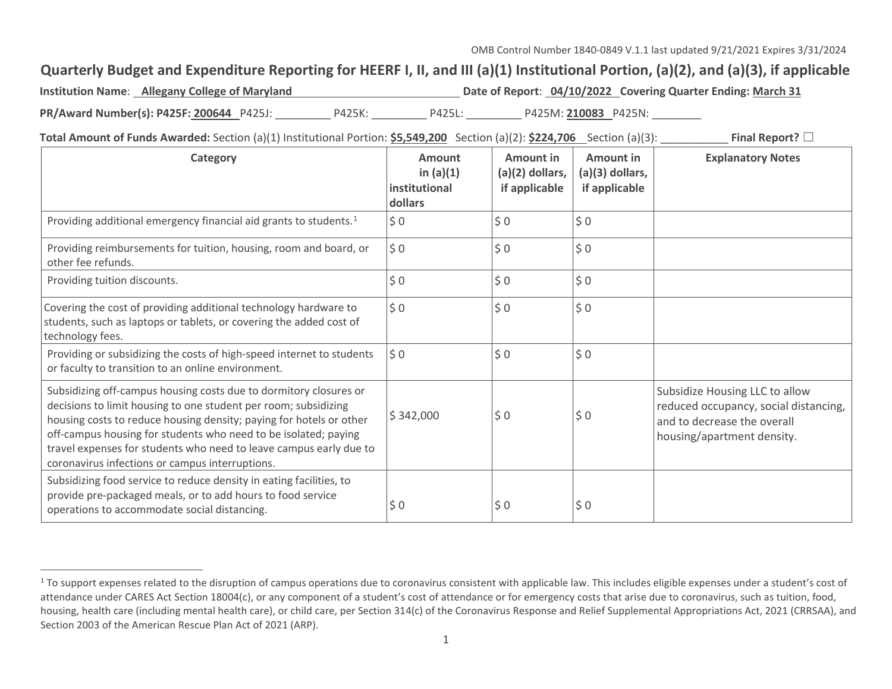OMB Control Number 1840-0849 V.1.1 last updated 9/21/2021 Expires 3/31/2024

# Quarterly Budget and Expenditure Reporting for HEERF I, II, and III (a)(1) Institutional Portion, (a)(2), and (a)(3), if applicable

**Institution Name**: Allegany College of Maryland **Date of Report**: 04/10/2022 **Covering Quarter Ending:** March 31

**PR/Award Number(s): P425F: 200644** P425J: _________ P425K: _________ P425L: _________ P425M: **210083** P425N: ________

**Total Amount of Funds Awarded:** Section (a)(1) Institutional Portion: **$5,549,200** Section (a)(2): **$224,706** Section (a)(3): ___________ **Final Report?** ☐

| Category | Amount in (a)(1) institutional dollars | Amount in (a)(2) dollars, if applicable | Amount in (a)(3) dollars, if applicable | Explanatory Notes |
|---|---|---|---|---|
| Providing additional emergency financial aid grants to students.[1] | $ 0 | $ 0 | $ 0 | |
| Providing reimbursements for tuition, housing, room and board, or other fee refunds. | $ 0 | $ 0 | $ 0 | |
| Providing tuition discounts. | $ 0 | $ 0 | $ 0 | |
| Covering the cost of providing additional technology hardware to students, such as laptops or tablets, or covering the added cost of technology fees. | $ 0 | $ 0 | $ 0 | |
| Providing or subsidizing the costs of high-speed internet to students or faculty to transition to an online environment. | $ 0 | $ 0 | $ 0 | |
| Subsidizing off-campus housing costs due to dormitory closures or decisions to limit housing to one student per room; subsidizing housing costs to reduce housing density; paying for hotels or other off-campus housing for students who need to be isolated; paying travel expenses for students who need to leave campus early due to coronavirus infections or campus interruptions. | $ 342,000 | $ 0 | $ 0 | Subsidize Housing LLC to allow reduced occupancy, social distancing, and to decrease the overall housing/apartment density. |
| Subsidizing food service to reduce density in eating facilities, to provide pre-packaged meals, or to add hours to food service operations to accommodate social distancing. | $ 0 | $ 0 | $ 0 | |

[1] To support expenses related to the disruption of campus operations due to coronavirus consistent with applicable law. This includes eligible expenses under a student's cost of attendance under CARES Act Section 18004(c), or any component of a student's cost of attendance or for emergency costs that arise due to coronavirus, such as tuition, food, housing, health care (including mental health care), or child care, per Section 314(c) of the Coronavirus Response and Relief Supplemental Appropriations Act, 2021 (CRRSAA), and Section 2003 of the American Rescue Plan Act of 2021 (ARP).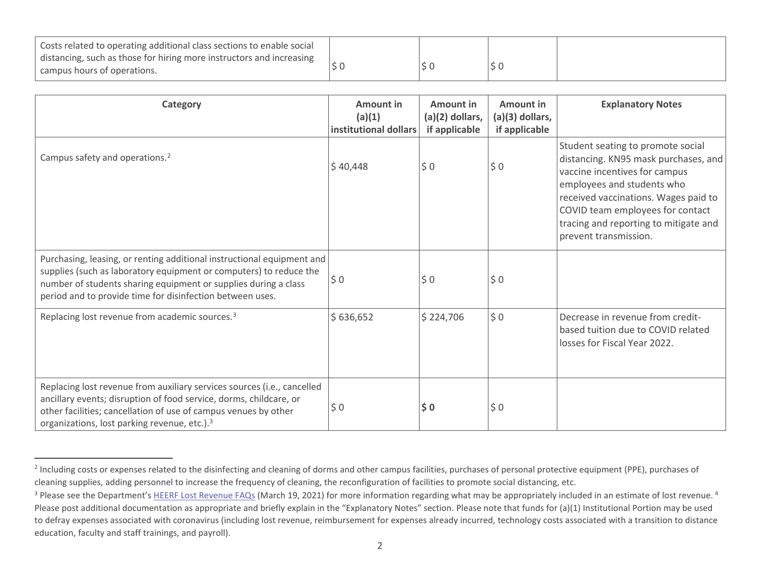| Category | Amount in (a)(1) institutional dollars | Amount in (a)(2) dollars, if applicable | Amount in (a)(3) dollars, if applicable | Explanatory Notes |
|---|---|---|---|---|
| Costs related to operating additional class sections to enable social distancing, such as those for hiring more instructors and increasing campus hours of operations. | $ 0 | $ 0 | $ 0 | |
| Campus safety and operations.[2] | $ 40,448 | $ 0 | $ 0 | Student seating to promote social distancing. KN95 mask purchases, and vaccine incentives for campus employees and students who received vaccinations. Wages paid to COVID team employees for contact tracing and reporting to mitigate and prevent transmission. |
| Purchasing, leasing, or renting additional instructional equipment and supplies (such as laboratory equipment or computers) to reduce the number of students sharing equipment or supplies during a class period and to provide time for disinfection between uses. | $ 0 | $ 0 | $ 0 | |
| Replacing lost revenue from academic sources.[3] | $ 636,652 | $ 224,706 | $ 0 | Decrease in revenue from credit-based tuition due to COVID related losses for Fiscal Year 2022. |
| Replacing lost revenue from auxiliary services sources (i.e., cancelled ancillary events; disruption of food service, dorms, childcare, or other facilities; cancellation of use of campus venues by other organizations, lost parking revenue, etc.).[3] | $ 0 | **$ 0** | $ 0 | |

[2] Including costs or expenses related to the disinfecting and cleaning of dorms and other campus facilities, purchases of personal protective equipment (PPE), purchases of cleaning supplies, adding personnel to increase the frequency of cleaning, the reconfiguration of facilities to promote social distancing, etc.

[3] Please see the Department's HEERF Lost Revenue FAQs (March 19, 2021) for more information regarding what may be appropriately included in an estimate of lost revenue. [4] Please post additional documentation as appropriate and briefly explain in the "Explanatory Notes" section. Please note that funds for (a)(1) Institutional Portion may be used to defray expenses associated with coronavirus (including lost revenue, reimbursement for expenses already incurred, technology costs associated with a transition to distance education, faculty and staff trainings, and payroll).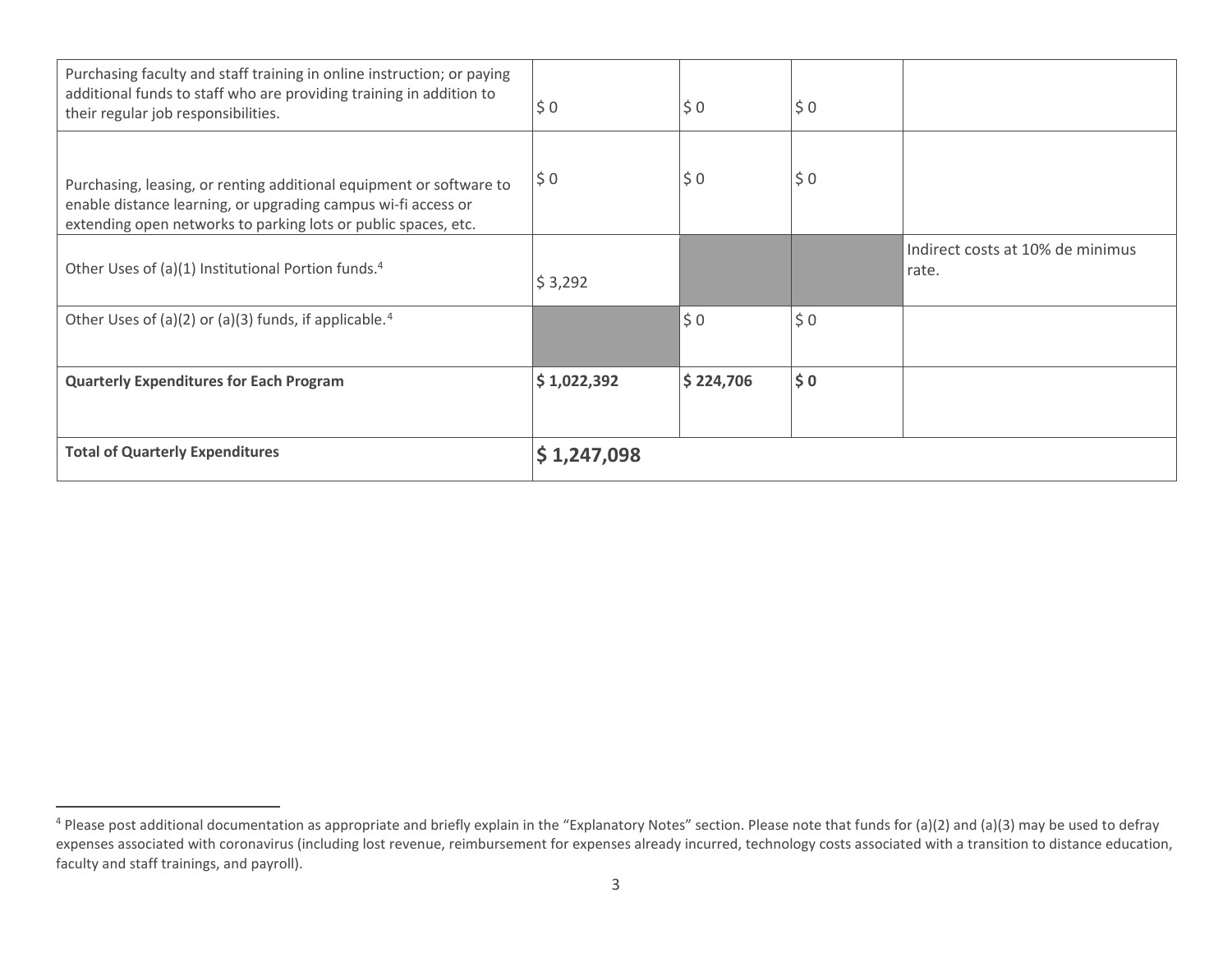| | | | | |
|---|---|---|---|---|
| Purchasing faculty and staff training in online instruction; or paying additional funds to staff who are providing training in addition to their regular job responsibilities. | $ 0 | $ 0 | $ 0 | |
| Purchasing, leasing, or renting additional equipment or software to enable distance learning, or upgrading campus wi-fi access or extending open networks to parking lots or public spaces, etc. | $ 0 | $ 0 | $ 0 | |
| Other Uses of (a)(1) Institutional Portion funds.[4] | $ 3,292 | | | Indirect costs at 10% de minimus rate. |
| Other Uses of (a)(2) or (a)(3) funds, if applicable.[4] | | $ 0 | $ 0 | |
| **Quarterly Expenditures for Each Program** | **$ 1,022,392** | **$ 224,706** | **$ 0** | |
| **Total of Quarterly Expenditures** | **$ 1,247,098** | | | |

[4] Please post additional documentation as appropriate and briefly explain in the "Explanatory Notes" section. Please note that funds for (a)(2) and (a)(3) may be used to defray expenses associated with coronavirus (including lost revenue, reimbursement for expenses already incurred, technology costs associated with a transition to distance education, faculty and staff trainings, and payroll).